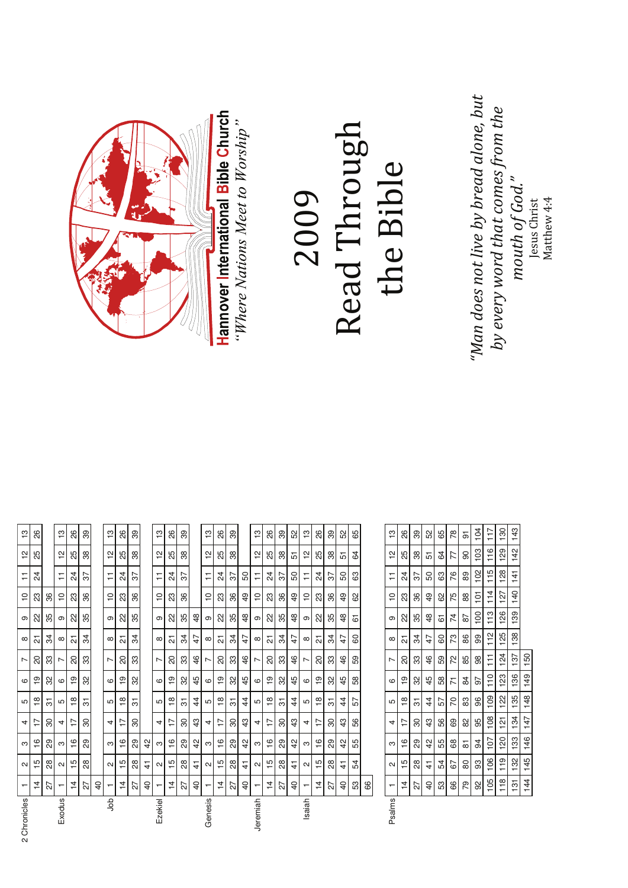**2 Chronicles**

| 1 | 2 | 3 | 4 | 5 | 6 | 7 | 8 | 9 | 10 | 11 | 12 | 13 |
|---|---|---|---|---|---|---|---|---|---|---|---|---|
| 14 | 15 | 16 | 17 | 18 | 19 | 20 | 21 | 22 | 23 | 24 | 25 | 26 |
| 27 | 28 | 29 | 30 | 31 | 32 | 33 | 34 | 35 | 36 | | | |

**Exodus**

| 1 | 2 | 3 | 4 | 5 | 6 | 7 | 8 | 9 | 10 | 11 | 12 | 13 |
|---|---|---|---|---|---|---|---|---|---|---|---|---|
| 14 | 15 | 16 | 17 | 18 | 19 | 20 | 21 | 22 | 23 | 24 | 25 | 26 |
| 27 | 28 | 29 | 30 | 31 | 32 | 33 | 34 | 35 | 36 | 37 | 38 | 39 |
| 40 | | | | | | | | | | | | |

**Job**

| 1 | 2 | 3 | 4 | 5 | 6 | 7 | 8 | 9 | 10 | 11 | 12 | 13 |
|---|---|---|---|---|---|---|---|---|---|---|---|---|
| 14 | 15 | 16 | 17 | 18 | 19 | 20 | 21 | 22 | 23 | 24 | 25 | 26 |
| 27 | 28 | 29 | 30 | 31 | 32 | 33 | 34 | 35 | 36 | 37 | 38 | 39 |
| 40 | 41 | 42 | | | | | | | | | | |

**Ezekiel**

| 1 | 2 | 3 | 4 | 5 | 6 | 7 | 8 | 9 | 10 | 11 | 12 | 13 |
|---|---|---|---|---|---|---|---|---|---|---|---|---|
| 14 | 15 | 16 | 17 | 18 | 19 | 20 | 21 | 22 | 23 | 24 | 25 | 26 |
| 27 | 28 | 29 | 30 | 31 | 32 | 33 | 34 | 35 | 36 | 37 | 38 | 39 |
| 40 | 41 | 42 | 43 | 44 | 45 | 46 | 47 | 48 | | | | |

**Genesis**

| 1 | 2 | 3 | 4 | 5 | 6 | 7 | 8 | 9 | 10 | 11 | 12 | 13 |
|---|---|---|---|---|---|---|---|---|---|---|---|---|
| 14 | 15 | 16 | 17 | 18 | 19 | 20 | 21 | 22 | 23 | 24 | 25 | 26 |
| 27 | 28 | 29 | 30 | 31 | 32 | 33 | 34 | 35 | 36 | 37 | 38 | 39 |
| 40 | 41 | 42 | 43 | 44 | 45 | 46 | 47 | 48 | 49 | 50 | | |

**Jeremiah**

| 1 | 2 | 3 | 4 | 5 | 6 | 7 | 8 | 9 | 10 | 11 | 12 | 13 |
|---|---|---|---|---|---|---|---|---|---|---|---|---|
| 14 | 15 | 16 | 17 | 18 | 19 | 20 | 21 | 22 | 23 | 24 | 25 | 26 |
| 27 | 28 | 29 | 30 | 31 | 32 | 33 | 34 | 35 | 36 | 37 | 38 | 39 |
| 40 | 41 | 42 | 43 | 44 | 45 | 46 | 47 | 48 | 49 | 50 | 51 | 52 |

**Isaiah**

| 1 | 2 | 3 | 4 | 5 | 6 | 7 | 8 | 9 | 10 | 11 | 12 | 13 |
|---|---|---|---|---|---|---|---|---|---|---|---|---|
| 14 | 15 | 16 | 17 | 18 | 19 | 20 | 21 | 22 | 23 | 24 | 25 | 26 |
| 27 | 28 | 29 | 30 | 31 | 32 | 33 | 34 | 35 | 36 | 37 | 38 | 39 |
| 40 | 41 | 42 | 43 | 44 | 45 | 46 | 47 | 48 | 49 | 50 | 51 | 52 |
| 53 | 54 | 55 | 56 | 57 | 58 | 59 | 60 | 61 | 62 | 63 | 64 | 65 |
| 66 | | | | | | | | | | | | |

**Psalms**

| 1 | 2 | 3 | 4 | 5 | 6 | 7 | 8 | 9 | 10 | 11 | 12 | 13 |
|---|---|---|---|---|---|---|---|---|---|---|---|---|
| 14 | 15 | 16 | 17 | 18 | 19 | 20 | 21 | 22 | 23 | 24 | 25 | 26 |
| 27 | 28 | 29 | 30 | 31 | 32 | 33 | 34 | 35 | 36 | 37 | 38 | 39 |
| 40 | 41 | 42 | 43 | 44 | 45 | 46 | 47 | 48 | 49 | 50 | 51 | 52 |
| 53 | 54 | 55 | 56 | 57 | 58 | 59 | 60 | 61 | 62 | 63 | 64 | 65 |
| 66 | 67 | 68 | 69 | 70 | 71 | 72 | 73 | 74 | 75 | 76 | 77 | 78 |
| 79 | 80 | 81 | 82 | 83 | 84 | 85 | 86 | 87 | 88 | 89 | 90 | 91 |
| 92 | 93 | 94 | 95 | 96 | 97 | 98 | 99 | 100 | 101 | 102 | 103 | 104 |
| 105 | 106 | 107 | 108 | 109 | 110 | 111 | 112 | 113 | 114 | 115 | 116 | 117 |
| 118 | 119 | 120 | 121 | 122 | 123 | 124 | 125 | 126 | 127 | 128 | 129 | 130 |
| 131 | 132 | 133 | 134 | 135 | 136 | 137 | 138 | 139 | 140 | 141 | 142 | 143 |
| 144 | 145 | 146 | 147 | 148 | 149 | 150 | | | | | | |

**Hannover International Bible Church**

*"Where Nations Meet to Worship"*

# 2009 Read Through the Bible

*"Man does not live by bread alone, but by every word that comes from the mouth of God."*

Jesus Christ
Matthew 4:4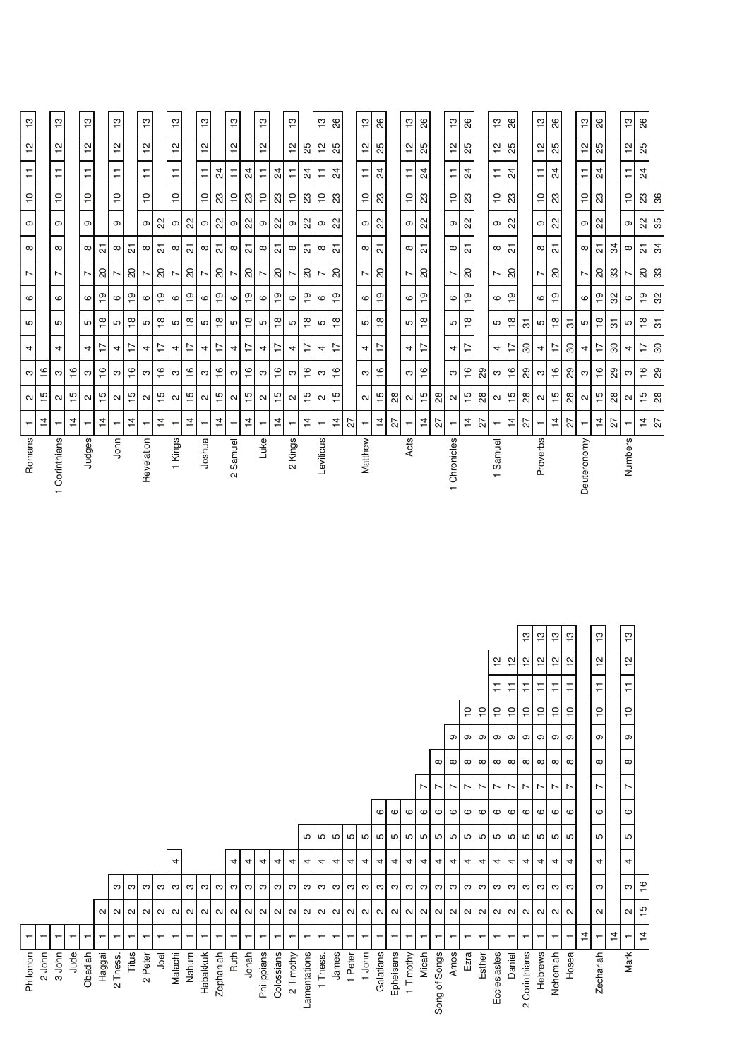| Book | | | | | | | | | | | | | |
|---|---|---|---|---|---|---|---|---|---|---|---|---|---|
| Philemon | 1 | | | | | | | | | | | | |
| 2 John | 1 | | | | | | | | | | | | |
| 3 John | 1 | | | | | | | | | | | | |
| Jude | 1 | | | | | | | | | | | | |
| Obadiah | 1 | | | | | | | | | | | | |
| Haggai | 1 | 2 | | | | | | | | | | | |
| 2 Thess. | 1 | 2 | 3 | | | | | | | | | | |
| Titus | 1 | 2 | 3 | | | | | | | | | | |
| 2 Peter | 1 | 2 | 3 | | | | | | | | | | |
| Joel | 1 | 2 | 3 | | | | | | | | | | |
| Malachi | 1 | 2 | 3 | 4 | | | | | | | | | |
| Nahum | 1 | 2 | 3 | | | | | | | | | | |
| Habakkuk | 1 | 2 | 3 | | | | | | | | | | |
| Zephaniah | 1 | 2 | 3 | | | | | | | | | | |
| Ruth | 1 | 2 | 3 | 4 | | | | | | | | | |
| Jonah | 1 | 2 | 3 | 4 | | | | | | | | | |
| Philippians | 1 | 2 | 3 | 4 | | | | | | | | | |
| Colossians | 1 | 2 | 3 | 4 | | | | | | | | | |
| 2 Timothy | 1 | 2 | 3 | 4 | | | | | | | | | |
| Lamentations | 1 | 2 | 3 | 4 | 5 | | | | | | | | |
| 1 Thess. | 1 | 2 | 3 | 4 | 5 | | | | | | | | |
| James | 1 | 2 | 3 | 4 | 5 | | | | | | | | |
| 1 Peter | 1 | 2 | 3 | 4 | 5 | | | | | | | | |
| 1 John | 1 | 2 | 3 | 4 | 5 | | | | | | | | |
| Galatians | 1 | 2 | 3 | 4 | 5 | 6 | | | | | | | |
| Epheisans | 1 | 2 | 3 | 4 | 5 | 6 | | | | | | | |
| 1 Timothy | 1 | 2 | 3 | 4 | 5 | 6 | | | | | | | |
| Micah | 1 | 2 | 3 | 4 | 5 | 6 | 7 | | | | | | |
| Song of Songs | 1 | 2 | 3 | 4 | 5 | 6 | 7 | 8 | | | | | |
| Amos | 1 | 2 | 3 | 4 | 5 | 6 | 7 | 8 | 9 | | | | |
| Ezra | 1 | 2 | 3 | 4 | 5 | 6 | 7 | 8 | 9 | 10 | | | |
| Esther | 1 | 2 | 3 | 4 | 5 | 6 | 7 | 8 | 9 | 10 | | | |
| Ecclesiastes | 1 | 2 | 3 | 4 | 5 | 6 | 7 | 8 | 9 | 10 | 11 | 12 | |
| Daniel | 1 | 2 | 3 | 4 | 5 | 6 | 7 | 8 | 9 | 10 | 11 | 12 | |
| 2 Corinthians | 1 | 2 | 3 | 4 | 5 | 6 | 7 | 8 | 9 | 10 | 11 | 12 | 13 |
| Hebrews | 1 | 2 | 3 | 4 | 5 | 6 | 7 | 8 | 9 | 10 | 11 | 12 | 13 |
| Nehemiah | 1 | 2 | 3 | 4 | 5 | 6 | 7 | 8 | 9 | 10 | 11 | 12 | 13 |
| Hosea | 1 | 2 | 3 | 4 | 5 | 6 | 7 | 8 | 9 | 10 | 11 | 12 | 13 |
| | 14 | | | | | | | | | | | | |
| Zechariah | 1 | 2 | 3 | 4 | 5 | 6 | 7 | 8 | 9 | 10 | 11 | 12 | 13 |
| | 14 | | | | | | | | | | | | |
| Mark | 1 | 2 | 3 | 4 | 5 | 6 | 7 | 8 | 9 | 10 | 11 | 12 | 13 |
| | 14 | 15 | 16 | | | | | | | | | | |
| Romans | 1 | 2 | 3 | 4 | 5 | 6 | 7 | 8 | 9 | 10 | 11 | 12 | 13 |
| | 14 | 15 | 16 | | | | | | | | | | |
| 1 Corinthians | 1 | 2 | 3 | 4 | 5 | 6 | 7 | 8 | 9 | 10 | 11 | 12 | 13 |
| | 14 | 15 | 16 | | | | | | | | | | |
| Judges | 1 | 2 | 3 | 4 | 5 | 6 | 7 | 8 | 9 | 10 | 11 | 12 | 13 |
| | 14 | 15 | 16 | 17 | 18 | 19 | 20 | 21 | | | | | |
| John | 1 | 2 | 3 | 4 | 5 | 6 | 7 | 8 | 9 | 10 | 11 | 12 | 13 |
| | 14 | 15 | 16 | 17 | 18 | 19 | 20 | 21 | | | | | |
| Revelation | 1 | 2 | 3 | 4 | 5 | 6 | 7 | 8 | 9 | 10 | 11 | 12 | 13 |
| | 14 | 15 | 16 | 17 | 18 | 19 | 20 | 21 | 22 | | | | |
| 1 Kings | 1 | 2 | 3 | 4 | 5 | 6 | 7 | 8 | 9 | 10 | 11 | 12 | 13 |
| | 14 | 15 | 16 | 17 | 18 | 19 | 20 | 21 | 22 | | | | |
| Joshua | 1 | 2 | 3 | 4 | 5 | 6 | 7 | 8 | 9 | 10 | 11 | 12 | 13 |
| | 14 | 15 | 16 | 17 | 18 | 19 | 20 | 21 | 22 | 23 | 24 | | |
| 2 Samuel | 1 | 2 | 3 | 4 | 5 | 6 | 7 | 8 | 9 | 10 | 11 | 12 | 13 |
| | 14 | 15 | 16 | 17 | 18 | 19 | 20 | 21 | 22 | 23 | 24 | | |
| Luke | 1 | 2 | 3 | 4 | 5 | 6 | 7 | 8 | 9 | 10 | 11 | 12 | 13 |
| | 14 | 15 | 16 | 17 | 18 | 19 | 20 | 21 | 22 | 23 | 24 | | |
| 2 Kings | 1 | 2 | 3 | 4 | 5 | 6 | 7 | 8 | 9 | 10 | 11 | 12 | 13 |
| | 14 | 15 | 16 | 17 | 18 | 19 | 20 | 21 | 22 | 23 | 24 | 25 | |
| Leviticus | 1 | 2 | 3 | 4 | 5 | 6 | 7 | 8 | 9 | 10 | 11 | 12 | 13 |
| | 14 | 15 | 16 | 17 | 18 | 19 | 20 | 21 | 22 | 23 | 24 | 25 | 26 |
| | 27 | | | | | | | | | | | | |
| Matthew | 1 | 2 | 3 | 4 | 5 | 6 | 7 | 8 | 9 | 10 | 11 | 12 | 13 |
| | 14 | 15 | 16 | 17 | 18 | 19 | 20 | 21 | 22 | 23 | 24 | 25 | 26 |
| | 27 | 28 | | | | | | | | | | | |
| Acts | 1 | 2 | 3 | 4 | 5 | 6 | 7 | 8 | 9 | 10 | 11 | 12 | 13 |
| | 14 | 15 | 16 | 17 | 18 | 19 | 20 | 21 | 22 | 23 | 24 | 25 | 26 |
| | 27 | 28 | | | | | | | | | | | |
| 1 Chronicles | 1 | 2 | 3 | 4 | 5 | 6 | 7 | 8 | 9 | 10 | 11 | 12 | 13 |
| | 14 | 15 | 16 | 17 | 18 | 19 | 20 | 21 | 22 | 23 | 24 | 25 | 26 |
| | 27 | 28 | 29 | | | | | | | | | | |
| 1 Samuel | 1 | 2 | 3 | 4 | 5 | 6 | 7 | 8 | 9 | 10 | 11 | 12 | 13 |
| | 14 | 15 | 16 | 17 | 18 | 19 | 20 | 21 | 22 | 23 | 24 | 25 | 26 |
| | 27 | 28 | 29 | 30 | 31 | | | | | | | | |
| Proverbs | 1 | 2 | 3 | 4 | 5 | 6 | 7 | 8 | 9 | 10 | 11 | 12 | 13 |
| | 14 | 15 | 16 | 17 | 18 | 19 | 20 | 21 | 22 | 23 | 24 | 25 | 26 |
| | 27 | 28 | 29 | 30 | 31 | | | | | | | | |
| Deuteronomy | 1 | 2 | 3 | 4 | 5 | 6 | 7 | 8 | 9 | 10 | 11 | 12 | 13 |
| | 14 | 15 | 16 | 17 | 18 | 19 | 20 | 21 | 22 | 23 | 24 | 25 | 26 |
| | 27 | 28 | 29 | 30 | 31 | 32 | 33 | 34 | | | | | |
| Numbers | 1 | 2 | 3 | 4 | 5 | 6 | 7 | 8 | 9 | 10 | 11 | 12 | 13 |
| | 14 | 15 | 16 | 17 | 18 | 19 | 20 | 21 | 22 | 23 | 24 | 25 | 26 |
| | 27 | 28 | 29 | 30 | 31 | 32 | 33 | 34 | 35 | 36 | | | |